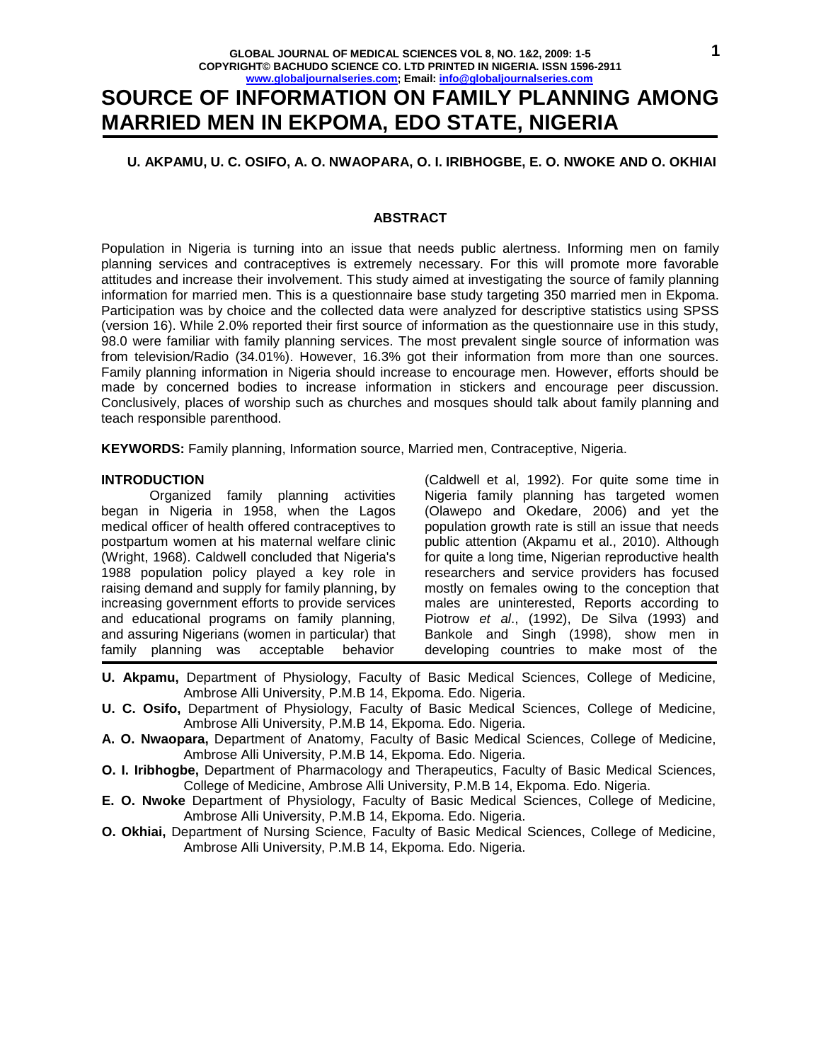# SOURCE OF INFORMATION ON FAMILY PLANNING AMONG MARRIED MEN IN EKPOMA, EDO STATE, NIGERIA

**U. AKPAMU, U. C. OSIFO, A. O. NWAOPARA, O. I. IRIBHOGBE, E. O. NWOKE AND O. OKHIAI**

## ABSTRACT

Population in Nigeria is turning into an issue that needs public alertness. Informing men on family planning services and contraceptives is extremely necessary. For this will promote more favorable attitudes and increase their involvement. This study aimed at investigating the source of family planning information for married men. This is a questionnaire base study targeting 350 married men in Ekpoma. Participation was by choice and the collected data were analyzed for descriptive statistics using SPSS (version 16). While 2.0% reported their first source of information as the questionnaire use in this study, 98.0 were familiar with family planning services. The most prevalent single source of information was from television/Radio (34.01%). However, 16.3% got their information from more than one sources. Family planning information in Nigeria should increase to encourage men. However, efforts should be made by concerned bodies to increase information in stickers and encourage peer discussion. Conclusively, places of worship such as churches and mosques should talk about family planning and teach responsible parenthood.

**KEYWORDS:** Family planning, Information source, Married men, Contraceptive, Nigeria.

## INTRODUCTION

Organized family planning activities began in Nigeria in 1958, when the Lagos medical officer of health offered contraceptives to postpartum women at his maternal welfare clinic (Wright, 1968). Caldwell concluded that Nigeria's 1988 population policy played a key role in raising demand and supply for family planning, by increasing government efforts to provide services and educational programs on family planning, and assuring Nigerians (women in particular) that family planning was acceptable behavior (Caldwell et al, 1992). For quite some time in Nigeria family planning has targeted women (Olawepo and Okedare, 2006) and yet the population growth rate is still an issue that needs public attention (Akpamu et al., 2010). Although for quite a long time, Nigerian reproductive health researchers and service providers has focused mostly on females owing to the conception that males are uninterested, Reports according to Piotrow *et al*., (1992), De Silva (1993) and Bankole and Singh (1998), show men in developing countries to make most of the

---

**U. Akpamu,** Department of Physiology, Faculty of Basic Medical Sciences, College of Medicine, Ambrose Alli University, P.M.B 14, Ekpoma. Edo. Nigeria.

**U. C. Osifo,** Department of Physiology, Faculty of Basic Medical Sciences, College of Medicine, Ambrose Alli University, P.M.B 14, Ekpoma. Edo. Nigeria.

**A. O. Nwaopara,** Department of Anatomy, Faculty of Basic Medical Sciences, College of Medicine, Ambrose Alli University, P.M.B 14, Ekpoma. Edo. Nigeria.

**O. I. Iribhogbe,** Department of Pharmacology and Therapeutics, Faculty of Basic Medical Sciences, College of Medicine, Ambrose Alli University, P.M.B 14, Ekpoma. Edo. Nigeria.

**E. O. Nwoke** Department of Physiology, Faculty of Basic Medical Sciences, College of Medicine, Ambrose Alli University, P.M.B 14, Ekpoma. Edo. Nigeria.

**O. Okhiai,** Department of Nursing Science, Faculty of Basic Medical Sciences, College of Medicine, Ambrose Alli University, P.M.B 14, Ekpoma. Edo. Nigeria.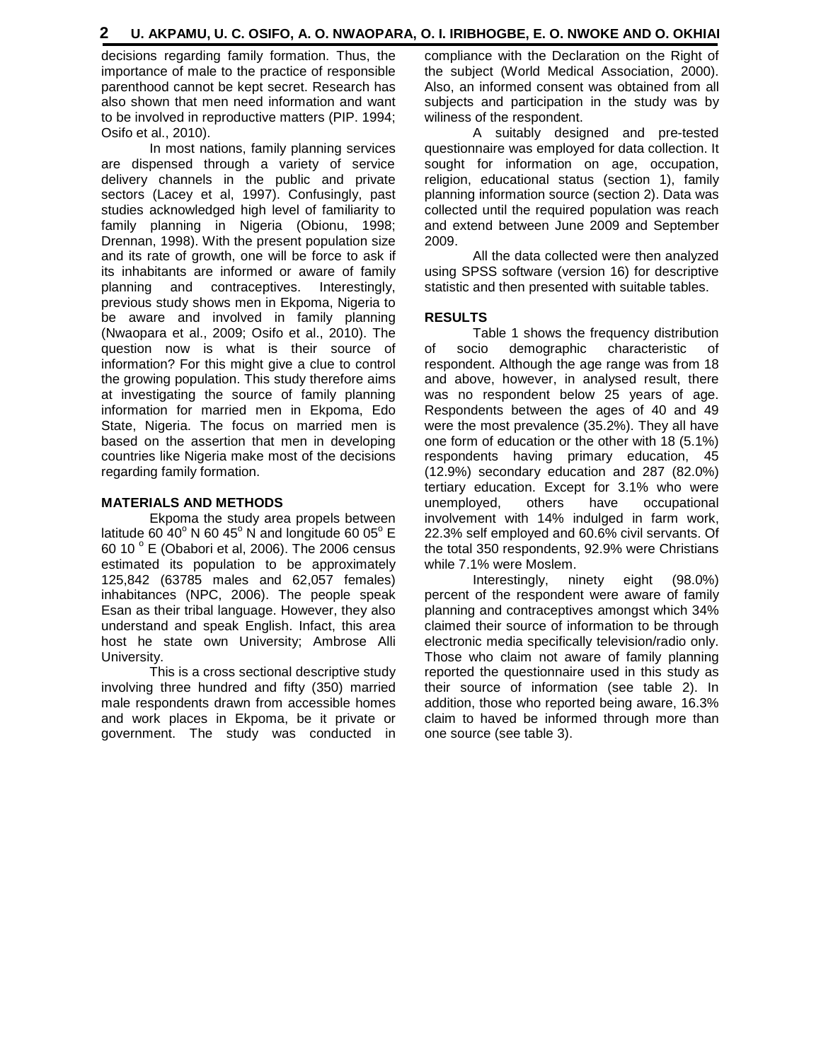decisions regarding family formation. Thus, the importance of male to the practice of responsible parenthood cannot be kept secret. Research has also shown that men need information and want to be involved in reproductive matters (PIP. 1994; Osifo et al., 2010).

In most nations, family planning services are dispensed through a variety of service delivery channels in the public and private sectors (Lacey et al, 1997). Confusingly, past studies acknowledged high level of familiarity to family planning in Nigeria (Obionu, 1998; Drennan, 1998). With the present population size and its rate of growth, one will be force to ask if its inhabitants are informed or aware of family planning and contraceptives. Interestingly, previous study shows men in Ekpoma, Nigeria to be aware and involved in family planning (Nwaopara et al., 2009; Osifo et al., 2010). The question now is what is their source of information? For this might give a clue to control the growing population. This study therefore aims at investigating the source of family planning information for married men in Ekpoma, Edo State, Nigeria. The focus on married men is based on the assertion that men in developing countries like Nigeria make most of the decisions regarding family formation.

## MATERIALS AND METHODS

Ekpoma the study area propels between latitude 60 40$^{o}$ N 60 45$^{o}$ N and longitude 60 05$^{o}$ E 60 10 $^{o}$ E (Obabori et al, 2006). The 2006 census estimated its population to be approximately 125,842 (63785 males and 62,057 females) inhabitances (NPC, 2006). The people speak Esan as their tribal language. However, they also understand and speak English. Infact, this area host he state own University; Ambrose Alli University.

This is a cross sectional descriptive study involving three hundred and fifty (350) married male respondents drawn from accessible homes and work places in Ekpoma, be it private or government. The study was conducted in compliance with the Declaration on the Right of the subject (World Medical Association, 2000). Also, an informed consent was obtained from all subjects and participation in the study was by wiliness of the respondent.

A suitably designed and pre-tested questionnaire was employed for data collection. It sought for information on age, occupation, religion, educational status (section 1), family planning information source (section 2). Data was collected until the required population was reach and extend between June 2009 and September 2009.

All the data collected were then analyzed using SPSS software (version 16) for descriptive statistic and then presented with suitable tables.

## RESULTS

Table 1 shows the frequency distribution of socio demographic characteristic of respondent. Although the age range was from 18 and above, however, in analysed result, there was no respondent below 25 years of age. Respondents between the ages of 40 and 49 were the most prevalence (35.2%). They all have one form of education or the other with 18 (5.1%) respondents having primary education, 45 (12.9%) secondary education and 287 (82.0%) tertiary education. Except for 3.1% who were unemployed, others have occupational involvement with 14% indulged in farm work, 22.3% self employed and 60.6% civil servants. Of the total 350 respondents, 92.9% were Christians while 7.1% were Moslem.

Interestingly, ninety eight (98.0%) percent of the respondent were aware of family planning and contraceptives amongst which 34% claimed their source of information to be through electronic media specifically television/radio only. Those who claim not aware of family planning reported the questionnaire used in this study as their source of information (see table 2). In addition, those who reported being aware, 16.3% claim to haved be informed through more than one source (see table 3).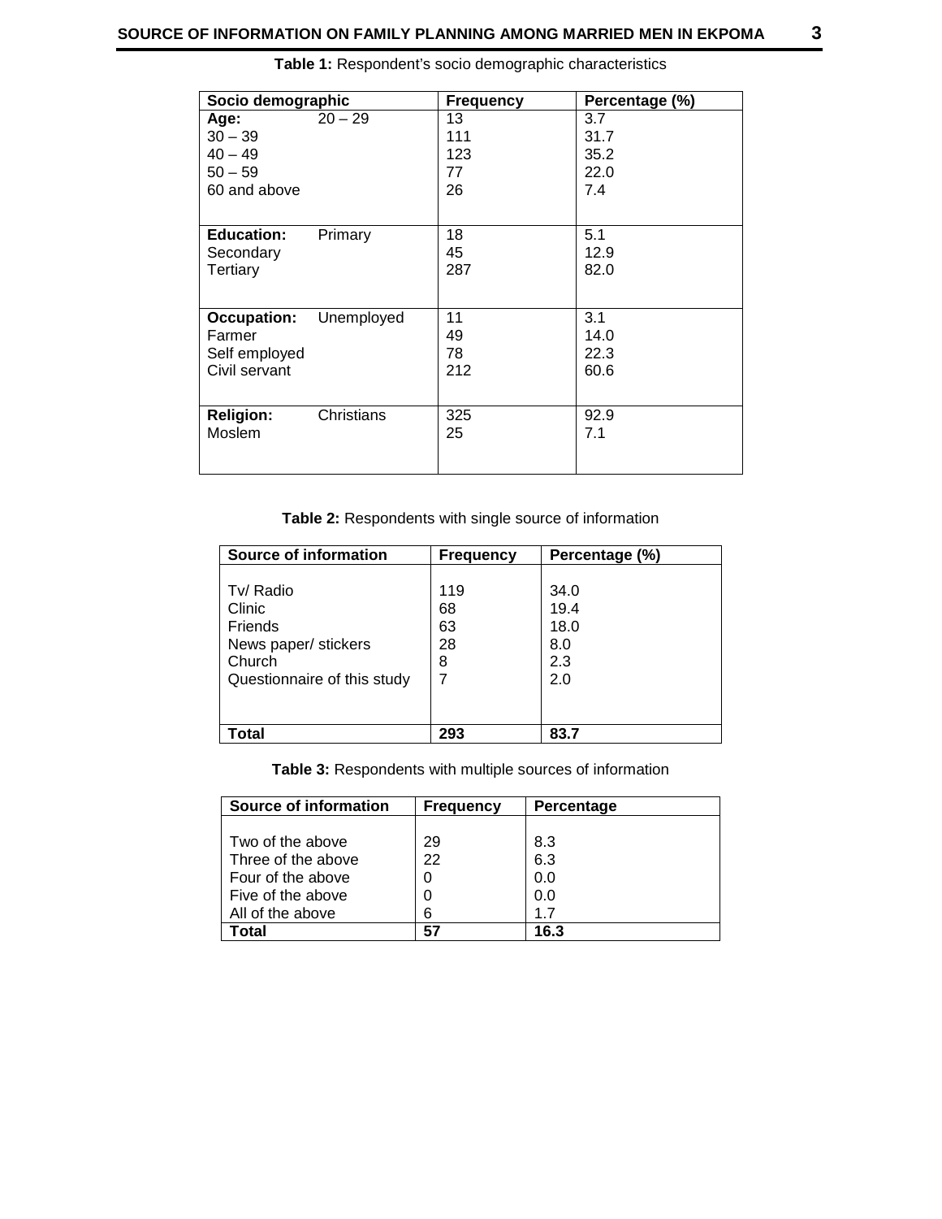**Table 1:** Respondent's socio demographic characteristics

| Socio demographic | Frequency | Percentage (%) |
|---|---|---|
| **Age:** 20 – 29 | 13 | 3.7 |
| 30 – 39 | 111 | 31.7 |
| 40 – 49 | 123 | 35.2 |
| 50 – 59 | 77 | 22.0 |
| 60 and above | 26 | 7.4 |
| **Education:** Primary | 18 | 5.1 |
| Secondary | 45 | 12.9 |
| Tertiary | 287 | 82.0 |
| **Occupation:** Unemployed | 11 | 3.1 |
| Farmer | 49 | 14.0 |
| Self employed | 78 | 22.3 |
| Civil servant | 212 | 60.6 |
| **Religion:** Christians | 325 | 92.9 |
| Moslem | 25 | 7.1 |

**Table 2:** Respondents with single source of information

| Source of information | Frequency | Percentage (%) |
|---|---|---|
| Tv/ Radio | 119 | 34.0 |
| Clinic | 68 | 19.4 |
| Friends | 63 | 18.0 |
| News paper/ stickers | 28 | 8.0 |
| Church | 8 | 2.3 |
| Questionnaire of this study | 7 | 2.0 |
| **Total** | **293** | **83.7** |

**Table 3:** Respondents with multiple sources of information

| Source of information | Frequency | Percentage |
|---|---|---|
| Two of the above | 29 | 8.3 |
| Three of the above | 22 | 6.3 |
| Four of the above | 0 | 0.0 |
| Five of the above | 0 | 0.0 |
| All of the above | 6 | 1.7 |
| **Total** | **57** | **16.3** |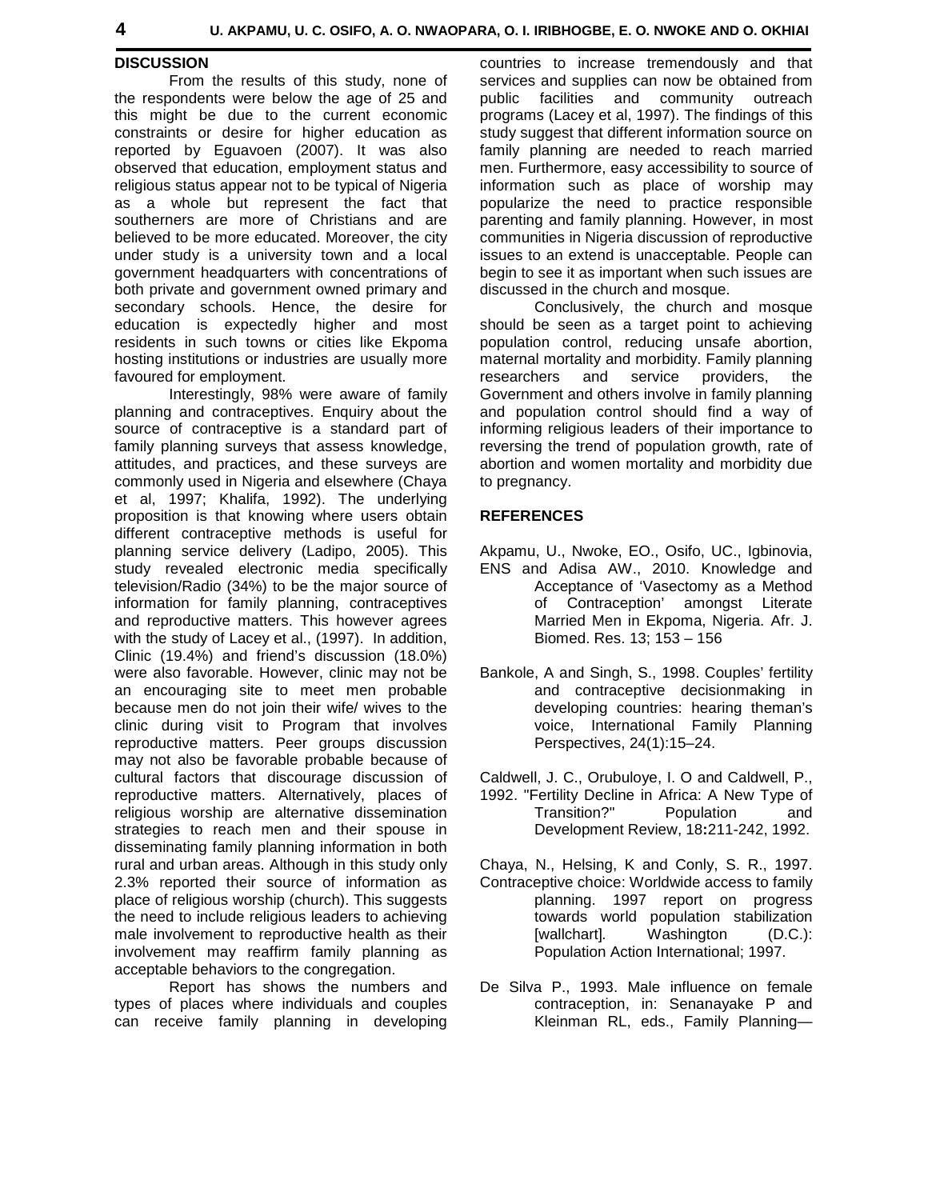## DISCUSSION

From the results of this study, none of the respondents were below the age of 25 and this might be due to the current economic constraints or desire for higher education as reported by Eguavoen (2007). It was also observed that education, employment status and religious status appear not to be typical of Nigeria as a whole but represent the fact that southerners are more of Christians and are believed to be more educated. Moreover, the city under study is a university town and a local government headquarters with concentrations of both private and government owned primary and secondary schools. Hence, the desire for education is expectedly higher and most residents in such towns or cities like Ekpoma hosting institutions or industries are usually more favoured for employment.

Interestingly, 98% were aware of family planning and contraceptives. Enquiry about the source of contraceptive is a standard part of family planning surveys that assess knowledge, attitudes, and practices, and these surveys are commonly used in Nigeria and elsewhere (Chaya et al, 1997; Khalifa, 1992). The underlying proposition is that knowing where users obtain different contraceptive methods is useful for planning service delivery (Ladipo, 2005). This study revealed electronic media specifically television/Radio (34%) to be the major source of information for family planning, contraceptives and reproductive matters. This however agrees with the study of Lacey et al., (1997). In addition, Clinic (19.4%) and friend's discussion (18.0%) were also favorable. However, clinic may not be an encouraging site to meet men probable because men do not join their wife/ wives to the clinic during visit to Program that involves reproductive matters. Peer groups discussion may not also be favorable probable because of cultural factors that discourage discussion of reproductive matters. Alternatively, places of religious worship are alternative dissemination strategies to reach men and their spouse in disseminating family planning information in both rural and urban areas. Although in this study only 2.3% reported their source of information as place of religious worship (church). This suggests the need to include religious leaders to achieving male involvement to reproductive health as their involvement may reaffirm family planning as acceptable behaviors to the congregation.

Report has shows the numbers and types of places where individuals and couples can receive family planning in developing countries to increase tremendously and that services and supplies can now be obtained from public facilities and community outreach programs (Lacey et al, 1997). The findings of this study suggest that different information source on family planning are needed to reach married men. Furthermore, easy accessibility to source of information such as place of worship may popularize the need to practice responsible parenting and family planning. However, in most communities in Nigeria discussion of reproductive issues to an extend is unacceptable. People can begin to see it as important when such issues are discussed in the church and mosque.

Conclusively, the church and mosque should be seen as a target point to achieving population control, reducing unsafe abortion, maternal mortality and morbidity. Family planning researchers and service providers, the Government and others involve in family planning and population control should find a way of informing religious leaders of their importance to reversing the trend of population growth, rate of abortion and women mortality and morbidity due to pregnancy.

## REFERENCES

Akpamu, U., Nwoke, EO., Osifo, UC., Igbinovia, ENS and Adisa AW., 2010. Knowledge and Acceptance of 'Vasectomy as a Method of Contraception' amongst Literate Married Men in Ekpoma, Nigeria. Afr. J. Biomed. Res. 13; 153 – 156

Bankole, A and Singh, S., 1998. Couples' fertility and contraceptive decisionmaking in developing countries: hearing theman's voice, International Family Planning Perspectives, 24(1):15–24.

Caldwell, J. C., Orubuloye, I. O and Caldwell, P., 1992. "Fertility Decline in Africa: A New Type of Transition?" Population and Development Review, 18**:**211-242, 1992.

Chaya, N., Helsing, K and Conly, S. R., 1997. Contraceptive choice: Worldwide access to family planning. 1997 report on progress towards world population stabilization [wallchart]. Washington (D.C.): Population Action International; 1997.

De Silva P., 1993. Male influence on female contraception, in: Senanayake P and Kleinman RL, eds., Family Planning—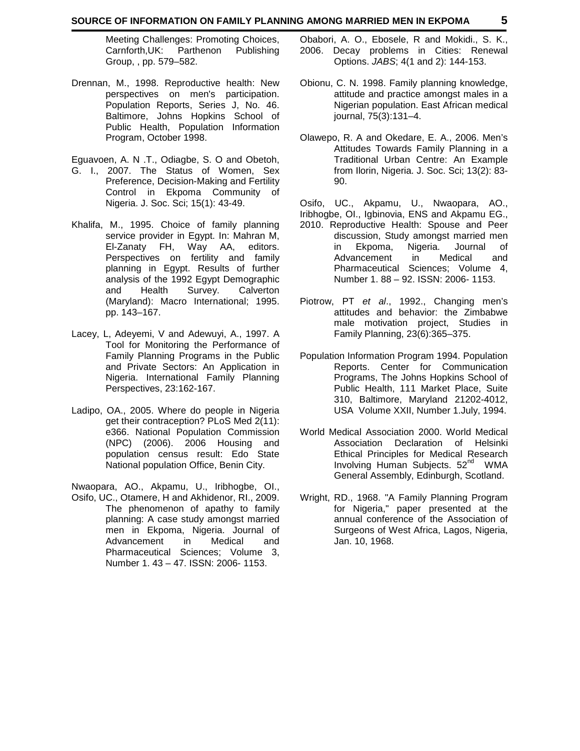Meeting Challenges: Promoting Choices, Carnforth,UK: Parthenon Publishing Group, , pp. 579–582.

Drennan, M., 1998. Reproductive health: New perspectives on men's participation. Population Reports, Series J, No. 46. Baltimore, Johns Hopkins School of Public Health, Population Information Program, October 1998.

Eguavoen, A. N .T., Odiagbe, S. O and Obetoh, G. I., 2007. The Status of Women, Sex Preference, Decision-Making and Fertility Control in Ekpoma Community of Nigeria. J. Soc. Sci; 15(1): 43-49.

Khalifa, M., 1995. Choice of family planning service provider in Egypt. In: Mahran M, El-Zanaty FH, Way AA, editors. Perspectives on fertility and family planning in Egypt. Results of further analysis of the 1992 Egypt Demographic and Health Survey. Calverton (Maryland): Macro International; 1995. pp. 143–167.

Lacey, L, Adeyemi, V and Adewuyi, A., 1997. A Tool for Monitoring the Performance of Family Planning Programs in the Public and Private Sectors: An Application in Nigeria. International Family Planning Perspectives, 23:162-167.

Ladipo, OA., 2005. Where do people in Nigeria get their contraception? PLoS Med 2(11): e366. National Population Commission (NPC) (2006). 2006 Housing and population census result: Edo State National population Office, Benin City.

Nwaopara, AO., Akpamu, U., Iribhogbe, OI., Osifo, UC., Otamere, H and Akhidenor, RI., 2009. The phenomenon of apathy to family planning: A case study amongst married men in Ekpoma, Nigeria. Journal of Advancement in Medical and Pharmaceutical Sciences; Volume 3, Number 1. 43 – 47. ISSN: 2006- 1153.

Obabori, A. O., Ebosele, R and Mokidi., S. K., 2006. Decay problems in Cities: Renewal Options. *JABS*; 4(1 and 2): 144-153.

Obionu, C. N. 1998. Family planning knowledge, attitude and practice amongst males in a Nigerian population. East African medical journal, 75(3):131–4.

Olawepo, R. A and Okedare, E. A., 2006. Men's Attitudes Towards Family Planning in a Traditional Urban Centre: An Example from Ilorin, Nigeria. J. Soc. Sci; 13(2): 83-90.

Osifo, UC., Akpamu, U., Nwaopara, AO., Iribhogbe, OI., Igbinovia, ENS and Akpamu EG., 2010. Reproductive Health: Spouse and Peer discussion, Study amongst married men in Ekpoma, Nigeria. Journal of Advancement in Medical and Pharmaceutical Sciences; Volume 4, Number 1. 88 – 92. ISSN: 2006- 1153.

Piotrow, PT *et al*., 1992., Changing men's attitudes and behavior: the Zimbabwe male motivation project, Studies in Family Planning, 23(6):365–375.

Population Information Program 1994. Population Reports. Center for Communication Programs, The Johns Hopkins School of Public Health, 111 Market Place, Suite 310, Baltimore, Maryland 21202-4012, USA Volume XXII, Number 1.July, 1994.

World Medical Association 2000. World Medical Association Declaration of Helsinki Ethical Principles for Medical Research Involving Human Subjects. 52nd WMA General Assembly, Edinburgh, Scotland.

Wright, RD., 1968. "A Family Planning Program for Nigeria," paper presented at the annual conference of the Association of Surgeons of West Africa, Lagos, Nigeria, Jan. 10, 1968.